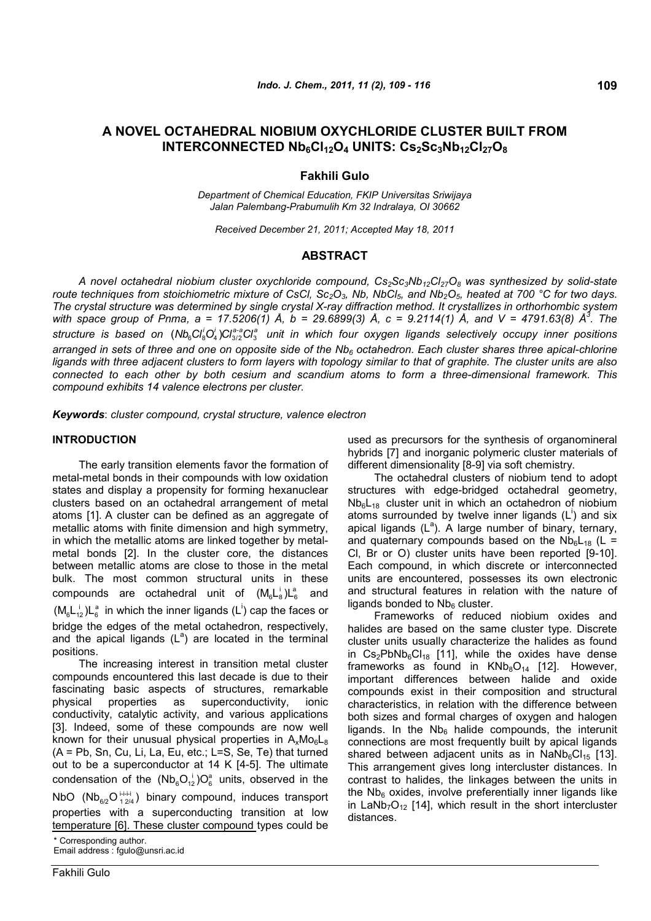# A NOVEL OCTAHEDRAL NIOBIUM OXYCHLORIDE CLUSTER BUILT FROM INTERCONNECTED $Nb_6Cl_{12}O_4$ UNITS: $Cs_2Sc_3Nb_{12}Cl_{27}O_8$

**Fakhili Gulo**

*Department of Chemical Education, FKIP Universitas Sriwijaya*
*Jalan Palembang-Prabumulih Km 32 Indralaya, OI 30662*

*Received December 21, 2011; Accepted May 18, 2011*

## ABSTRACT

*A novel octahedral niobium cluster oxychloride compound, $Cs_2Sc_3Nb_{12}Cl_{27}O_8$ was synthesized by solid-state route techniques from stoichiometric mixture of CsCl, $Sc_2O_3$, Nb, $NbCl_5$, and $Nb_2O_5$, heated at 700 °C for two days. The crystal structure was determined by single crystal X-ray diffraction method. It crystallizes in orthorhombic system with space group of Pnma, a = 17.5206(1) Å, b = 29.6899(3) Å, c = 9.2114(1) Å, and V = 4791.63(8) Å$^3$. The structure is based on $(Nb_6Cl^i_8O^i_4)Cl^{a-a}_{3/2}Cl^a_3$ unit in which four oxygen ligands selectively occupy inner positions arranged in sets of three and one on opposite side of the $Nb_6$ octahedron. Each cluster shares three apical-chlorine ligands with three adjacent clusters to form layers with topology similar to that of graphite. The cluster units are also connected to each other by both cesium and scandium atoms to form a three-dimensional framework. This compound exhibits 14 valence electrons per cluster.*

***Keywords***: *cluster compound, crystal structure, valence electron*

## INTRODUCTION

The early transition elements favor the formation of metal-metal bonds in their compounds with low oxidation states and display a propensity for forming hexanuclear clusters based on an octahedral arrangement of metal atoms [1]. A cluster can be defined as an aggregate of metallic atoms with finite dimension and high symmetry, in which the metallic atoms are linked together by metal-metal bonds [2]. In the cluster core, the distances between metallic atoms are close to those in the metal bulk. The most common structural units in these compounds are octahedral unit of $(M_6L^i_8)L^a_6$ and $(M_6L^i_{12})L^a_6$ in which the inner ligands ($L^i$) cap the faces or bridge the edges of the metal octahedron, respectively, and the apical ligands ($L^a$) are located in the terminal positions.

The increasing interest in transition metal cluster compounds encountered this last decade is due to their fascinating basic aspects of structures, remarkable physical properties as superconductivity, ionic conductivity, catalytic activity, and various applications [3]. Indeed, some of these compounds are now well known for their unusual physical properties in $A_xMo_6L_8$ (A = Pb, Sn, Cu, Li, La, Eu, etc.; L=S, Se, Te) that turned out to be a superconductor at 14 K [4-5]. The ultimate condensation of the $(Nb_6O^i_{12})O^a_6$ units, observed in the NbO ($Nb_{6/2}O^{i-i-i}_{12/4}$) binary compound, induces transport properties with a superconducting transition at low temperature [6]. These cluster compound types could be used as precursors for the synthesis of organomineral hybrids [7] and inorganic polymeric cluster materials of different dimensionality [8-9] via soft chemistry.

The octahedral clusters of niobium tend to adopt structures with edge-bridged octahedral geometry, $Nb_6L_{18}$ cluster unit in which an octahedron of niobium atoms surrounded by twelve inner ligands ($L^i$) and six apical ligands ($L^a$). A large number of binary, ternary, and quaternary compounds based on the $Nb_6L_{18}$ (L = Cl, Br or O) cluster units have been reported [9-10]. Each compound, in which discrete or interconnected units are encountered, possesses its own electronic and structural features in relation with the nature of ligands bonded to $Nb_6$ cluster.

Frameworks of reduced niobium oxides and halides are based on the same cluster type. Discrete cluster units usually characterize the halides as found in $Cs_2PbNb_6Cl_{18}$ [11], while the oxides have dense frameworks as found in $KNb_8O_{14}$ [12]. However, important differences between halide and oxide compounds exist in their composition and structural characteristics, in relation with the difference between both sizes and formal charges of oxygen and halogen ligands. In the $Nb_6$ halide compounds, the interunit connections are most frequently built by apical ligands shared between adjacent units as in $NaNb_6Cl_{15}$ [13]. This arrangement gives long intercluster distances. In contrast to halides, the linkages between the units in the $Nb_6$ oxides, involve preferentially inner ligands like in $LaNb_7O_{12}$ [14], which result in the short intercluster distances.

\* Corresponding author.
Email address : fgulo@unsri.ac.id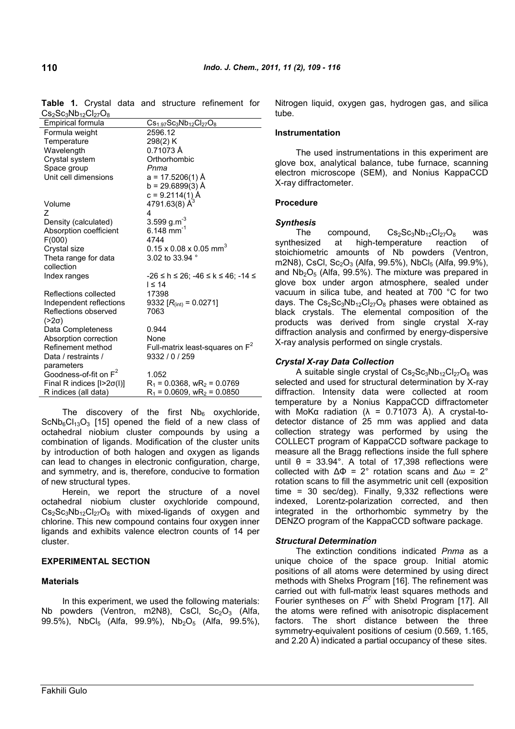**Table 1.** Crystal data and structure refinement for $Cs_2Sc_3Nb_{12}Cl_{27}O_8$

| Empirical formula | $Cs_{1.97}Sc_3Nb_{12}Cl_{27}O_8$ |
|---|---|
| Formula weight | 2596.12 |
| Temperature | 298(2) K |
| Wavelength | 0.71073 Å |
| Crystal system | Orthorhombic |
| Space group | *Pnma* |
| Unit cell dimensions | a = 17.5206(1) Å<br>b = 29.6899(3) Å<br>c = 9.2114(1) Å |
| Volume | 4791.63(8) $Å^3$ |
| Z | 4 |
| Density (calculated) | 3.599 $g.m^{-3}$ |
| Absorption coefficient | 6.148 $mm^{-1}$ |
| F(000) | 4744 |
| Crystal size | 0.15 x 0.08 x 0.05 $mm^3$ |
| Theta range for data collection | 3.02 to 33.94 ° |
| Index ranges | $-26 \leq h \leq 26$; $-46 \leq k \leq 46$; $-14 \leq l \leq 14$ |
| Reflections collected | 17398 |
| Independent reflections | 9332 [$R_{(int)}$ = 0.0271] |
| Reflections observed (>2σ) | 7063 |
| Data Completeness | 0.944 |
| Absorption correction | None |
| Refinement method | Full-matrix least-squares on $F^2$ |
| Data / restraints / parameters | 9332 / 0 / 259 |
| Goodness-of-fit on $F^2$ | 1.052 |
| Final R indices [$I>2\sigma(I)$] | $R_1$ = 0.0368, $wR_2$ = 0.0769 |
| R indices (all data) | $R_1$ = 0.0609, $wR_2$ = 0.0850 |

The discovery of the first $Nb_6$ oxychloride, $ScNb_6Cl_{13}O_3$ [15] opened the field of a new class of octahedral niobium cluster compounds by using a combination of ligands. Modification of the cluster units by introduction of both halogen and oxygen as ligands can lead to changes in electronic configuration, charge, and symmetry, and is, therefore, conducive to formation of new structural types.

Herein, we report the structure of a novel octahedral niobium cluster oxychloride compound, $Cs_2Sc_3Nb_{12}Cl_{27}O_8$ with mixed-ligands of oxygen and chlorine. This new compound contains four oxygen inner ligands and exhibits valence electron counts of 14 per cluster.

## EXPERIMENTAL SECTION

### Materials

In this experiment, we used the following materials: Nb powders (Ventron, m2N8), CsCl, $Sc_2O_3$ (Alfa, 99.5%), $NbCl_5$ (Alfa, 99.9%), $Nb_2O_5$ (Alfa, 99.5%), Nitrogen liquid, oxygen gas, hydrogen gas, and silica tube.

### Instrumentation

The used instrumentations in this experiment are glove box, analytical balance, tube furnace, scanning electron microscope (SEM), and Nonius KappaCCD X-ray diffractometer.

### Procedure

#### *Synthesis*

The compound, $Cs_2Sc_3Nb_{12}Cl_{27}O_8$ was synthesized at high-temperature reaction of stoichiometric amounts of Nb powders (Ventron, m2N8), CsCl, $Sc_2O_3$ (Alfa, 99.5%), $NbCl_5$ (Alfa, 99.9%), and $Nb_2O_5$ (Alfa, 99.5%). The mixture was prepared in glove box under argon atmosphere, sealed under vacuum in silica tube, and heated at 700 °C for two days. The $Cs_2Sc_3Nb_{12}Cl_{27}O_8$ phases were obtained as black crystals. The elemental composition of the products was derived from single crystal X-ray diffraction analysis and confirmed by energy-dispersive X-ray analysis performed on single crystals.

#### *Crystal X-ray Data Collection*

A suitable single crystal of $Cs_2Sc_3Nb_{12}Cl_{27}O_8$ was selected and used for structural determination by X-ray diffraction. Intensity data were collected at room temperature by a Nonius KappaCCD diffractometer with MoKα radiation ($\lambda$ = 0.71073 Å). A crystal-to-detector distance of 25 mm was applied and data collection strategy was performed by using the COLLECT program of KappaCCD software package to measure all the Bragg reflections inside the full sphere until $\theta$ = 33.94°. A total of 17,398 reflections were collected with $\Delta\Phi$ = 2° rotation scans and $\Delta\omega$ = 2° rotation scans to fill the asymmetric unit cell (exposition time = 30 sec/deg). Finally, 9,332 reflections were indexed, Lorentz-polarization corrected, and then integrated in the orthorhombic symmetry by the DENZO program of the KappaCCD software package.

#### *Structural Determination*

The extinction conditions indicated *Pnma* as a unique choice of the space group. Initial atomic positions of all atoms were determined by using direct methods with Shelxs Program [16]. The refinement was carried out with full-matrix least squares methods and Fourier syntheses on $F^2$ with Shelxl Program [17]. All the atoms were refined with anisotropic displacement factors. The short distance between the three symmetry-equivalent positions of cesium (0.569, 1.165, and 2.20 Å) indicated a partial occupancy of these sites.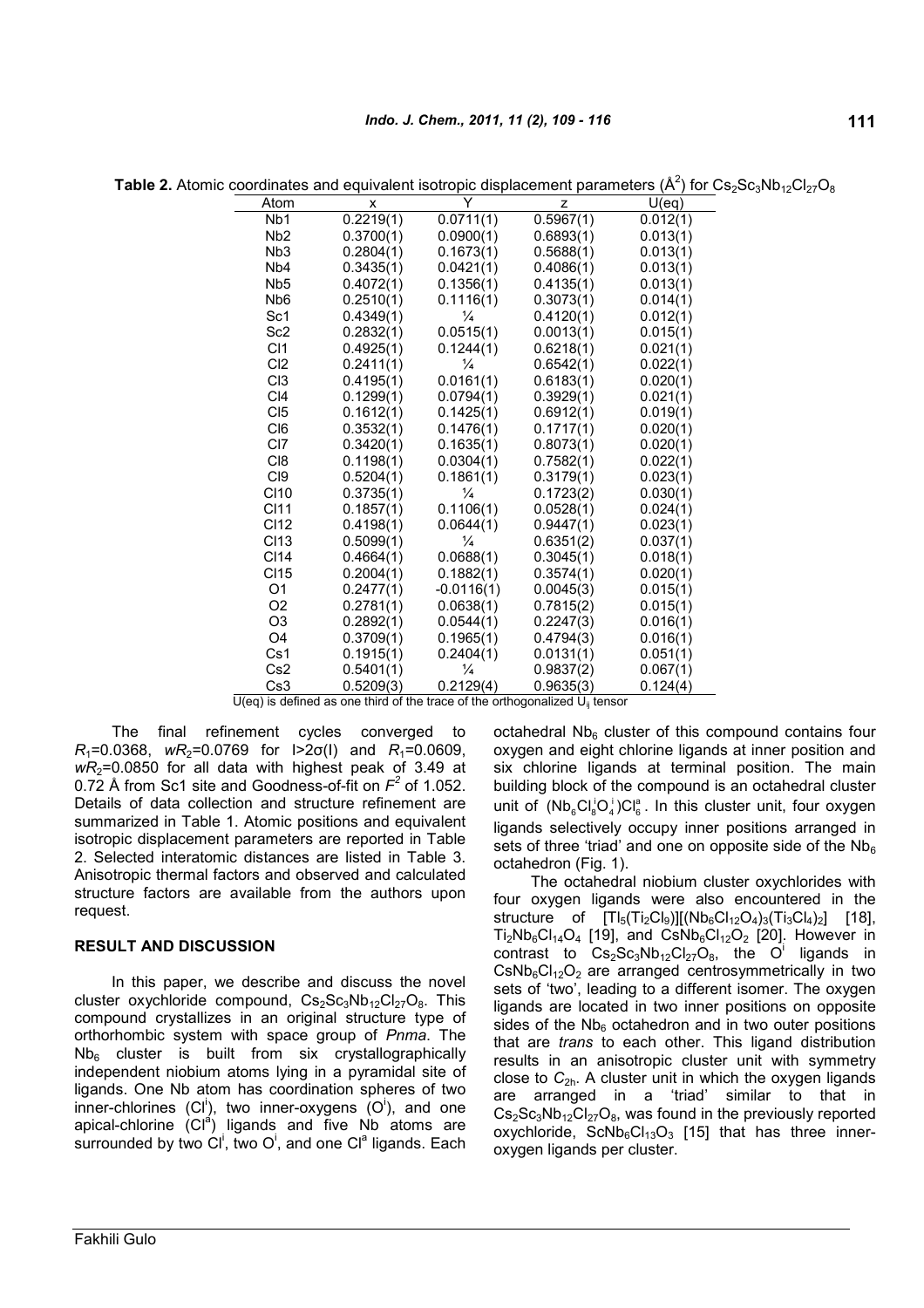**Table 2.** Atomic coordinates and equivalent isotropic displacement parameters ($Å^2$) for $Cs_2Sc_3Nb_{12}Cl_{27}O_8$

| Atom | x | Y | z | U(eq) |
|---|---|---|---|---|
| Nb1 | 0.2219(1) | 0.0711(1) | 0.5967(1) | 0.012(1) |
| Nb2 | 0.3700(1) | 0.0900(1) | 0.6893(1) | 0.013(1) |
| Nb3 | 0.2804(1) | 0.1673(1) | 0.5688(1) | 0.013(1) |
| Nb4 | 0.3435(1) | 0.0421(1) | 0.4086(1) | 0.013(1) |
| Nb5 | 0.4072(1) | 0.1356(1) | 0.4135(1) | 0.013(1) |
| Nb6 | 0.2510(1) | 0.1116(1) | 0.3073(1) | 0.014(1) |
| Sc1 | 0.4349(1) | ¼ | 0.4120(1) | 0.012(1) |
| Sc2 | 0.2832(1) | 0.0515(1) | 0.0013(1) | 0.015(1) |
| Cl1 | 0.4925(1) | 0.1244(1) | 0.6218(1) | 0.021(1) |
| Cl2 | 0.2411(1) | ¼ | 0.6542(1) | 0.022(1) |
| Cl3 | 0.4195(1) | 0.0161(1) | 0.6183(1) | 0.020(1) |
| Cl4 | 0.1299(1) | 0.0794(1) | 0.3929(1) | 0.021(1) |
| Cl5 | 0.1612(1) | 0.1425(1) | 0.6912(1) | 0.019(1) |
| Cl6 | 0.3532(1) | 0.1476(1) | 0.1717(1) | 0.020(1) |
| Cl7 | 0.3420(1) | 0.1635(1) | 0.8073(1) | 0.020(1) |
| Cl8 | 0.1198(1) | 0.0304(1) | 0.7582(1) | 0.022(1) |
| Cl9 | 0.5204(1) | 0.1861(1) | 0.3179(1) | 0.023(1) |
| Cl10 | 0.3735(1) | ¼ | 0.1723(2) | 0.030(1) |
| Cl11 | 0.1857(1) | 0.1106(1) | 0.0528(1) | 0.024(1) |
| Cl12 | 0.4198(1) | 0.0644(1) | 0.9447(1) | 0.023(1) |
| Cl13 | 0.5099(1) | ¼ | 0.6351(2) | 0.037(1) |
| Cl14 | 0.4664(1) | 0.0688(1) | 0.3045(1) | 0.018(1) |
| Cl15 | 0.2004(1) | 0.1882(1) | 0.3574(1) | 0.020(1) |
| O1 | 0.2477(1) | -0.0116(1) | 0.0045(3) | 0.015(1) |
| O2 | 0.2781(1) | 0.0638(1) | 0.7815(2) | 0.015(1) |
| O3 | 0.2892(1) | 0.0544(1) | 0.2247(3) | 0.016(1) |
| O4 | 0.3709(1) | 0.1965(1) | 0.4794(3) | 0.016(1) |
| Cs1 | 0.1915(1) | 0.2404(1) | 0.0131(1) | 0.051(1) |
| Cs2 | 0.5401(1) | ¼ | 0.9837(2) | 0.067(1) |
| Cs3 | 0.5209(3) | 0.2129(4) | 0.9635(3) | 0.124(4) |

U(eq) is defined as one third of the trace of the orthogonalized $U_{ij}$ tensor

The final refinement cycles converged to $R_1$=0.0368, $wR_2$=0.0769 for I>2σ(I) and $R_1$=0.0609, $wR_2$=0.0850 for all data with highest peak of 3.49 at 0.72 Å from Sc1 site and Goodness-of-fit on $F^2$ of 1.052. Details of data collection and structure refinement are summarized in Table 1. Atomic positions and equivalent isotropic displacement parameters are reported in Table 2. Selected interatomic distances are listed in Table 3. Anisotropic thermal factors and observed and calculated structure factors are available from the authors upon request.

## RESULT AND DISCUSSION

In this paper, we describe and discuss the novel cluster oxychloride compound, $Cs_2Sc_3Nb_{12}Cl_{27}O_8$. This compound crystallizes in an original structure type of orthorhombic system with space group of *Pnma*. The $Nb_6$ cluster is built from six crystallographically independent niobium atoms lying in a pyramidal site of ligands. One Nb atom has coordination spheres of two inner-chlorines ($Cl^i$), two inner-oxygens ($O^i$), and one apical-chlorine ($Cl^a$) ligands and five Nb atoms are surrounded by two $Cl^i$, two $O^i$, and one $Cl^a$ ligands. Each octahedral $Nb_6$ cluster of this compound contains four oxygen and eight chlorine ligands at inner position and six chlorine ligands at terminal position. The main building block of the compound is an octahedral cluster unit of $(Nb_6Cl^i_8O^i_4)Cl^a_6$. In this cluster unit, four oxygen ligands selectively occupy inner positions arranged in sets of three 'triad' and one on opposite side of the $Nb_6$ octahedron (Fig. 1).

The octahedral niobium cluster oxychlorides with four oxygen ligands were also encountered in the structure of $[Tl_5(Ti_2Cl_9)][(Nb_6Cl_{12}O_4)_3(Ti_3Cl_4)_2]$ [18], $Ti_2Nb_6Cl_{14}O_4$ [19], and $CsNb_6Cl_{12}O_2$ [20]. However in contrast to $Cs_2Sc_3Nb_{12}Cl_{27}O_8$, the $O^i$ ligands in $CsNb_6Cl_{12}O_2$ are arranged centrosymmetrically in two sets of 'two', leading to a different isomer. The oxygen ligands are located in two inner positions on opposite sides of the $Nb_6$ octahedron and in two outer positions that are *trans* to each other. This ligand distribution results in an anisotropic cluster unit with symmetry close to $C_{2h}$. A cluster unit in which the oxygen ligands are arranged in a 'triad' similar to that in $Cs_2Sc_3Nb_{12}Cl_{27}O_8$, was found in the previously reported oxychloride, $ScNb_6Cl_{13}O_3$ [15] that has three inner-oxygen ligands per cluster.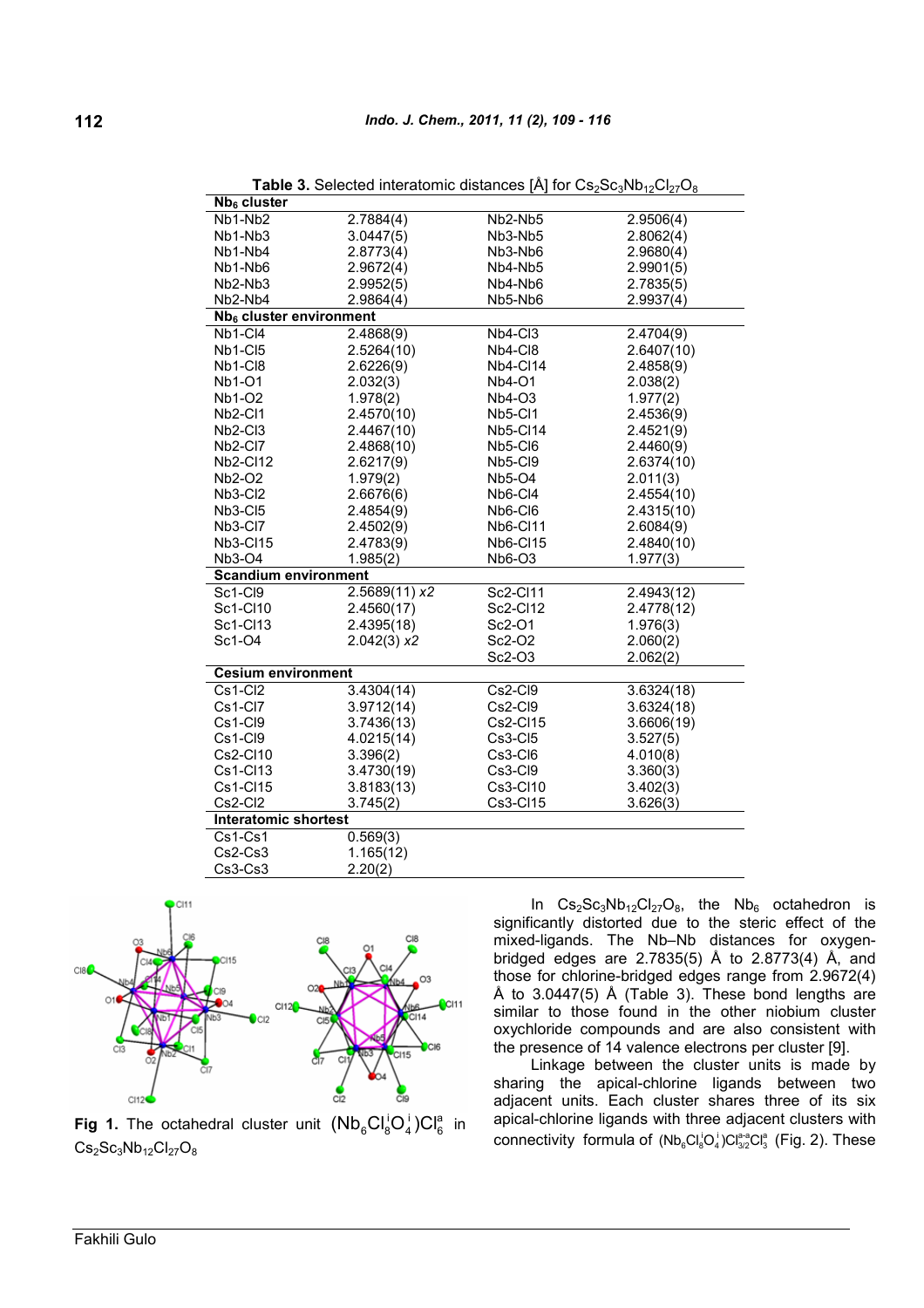**Table 3.** Selected interatomic distances [Å] for $Cs_2Sc_3Nb_{12}Cl_{27}O_8$

| | | | |
|---|---|---|---|
| **$Nb_6$ cluster** | | | |
| Nb1-Nb2 | 2.7884(4) | Nb2-Nb5 | 2.9506(4) |
| Nb1-Nb3 | 3.0447(5) | Nb3-Nb5 | 2.8062(4) |
| Nb1-Nb4 | 2.8773(4) | Nb3-Nb6 | 2.9680(4) |
| Nb1-Nb6 | 2.9672(4) | Nb4-Nb5 | 2.9901(5) |
| Nb2-Nb3 | 2.9952(5) | Nb4-Nb6 | 2.7835(5) |
| Nb2-Nb4 | 2.9864(4) | Nb5-Nb6 | 2.9937(4) |
| **$Nb_6$ cluster environment** | | | |
| Nb1-Cl4 | 2.4868(9) | Nb4-Cl3 | 2.4704(9) |
| Nb1-Cl5 | 2.5264(10) | Nb4-Cl8 | 2.6407(10) |
| Nb1-Cl8 | 2.6226(9) | Nb4-Cl14 | 2.4858(9) |
| Nb1-O1 | 2.032(3) | Nb4-O1 | 2.038(2) |
| Nb1-O2 | 1.978(2) | Nb4-O3 | 1.977(2) |
| Nb2-Cl1 | 2.4570(10) | Nb5-Cl1 | 2.4536(9) |
| Nb2-Cl3 | 2.4467(10) | Nb5-Cl14 | 2.4521(9) |
| Nb2-Cl7 | 2.4868(10) | Nb5-Cl6 | 2.4460(9) |
| Nb2-Cl12 | 2.6217(9) | Nb5-Cl9 | 2.6374(10) |
| Nb2-O2 | 1.979(2) | Nb5-O4 | 2.011(3) |
| Nb3-Cl2 | 2.6676(6) | Nb6-Cl4 | 2.4554(10) |
| Nb3-Cl5 | 2.4854(9) | Nb6-Cl6 | 2.4315(10) |
| Nb3-Cl7 | 2.4502(9) | Nb6-Cl11 | 2.6084(9) |
| Nb3-Cl15 | 2.4783(9) | Nb6-Cl15 | 2.4840(10) |
| Nb3-O4 | 1.985(2) | Nb6-O3 | 1.977(3) |
| **Scandium environment** | | | |
| Sc1-Cl9 | 2.5689(11) *x2* | Sc2-Cl11 | 2.4943(12) |
| Sc1-Cl10 | 2.4560(17) | Sc2-Cl12 | 2.4778(12) |
| Sc1-Cl13 | 2.4395(18) | Sc2-O1 | 1.976(3) |
| Sc1-O4 | 2.042(3) *x2* | Sc2-O2 | 2.060(2) |
| | | Sc2-O3 | 2.062(2) |
| **Cesium environment** | | | |
| Cs1-Cl2 | 3.4304(14) | Cs2-Cl9 | 3.6324(18) |
| Cs1-Cl7 | 3.9712(14) | Cs2-Cl9 | 3.6324(18) |
| Cs1-Cl9 | 3.7436(13) | Cs2-Cl15 | 3.6606(19) |
| Cs1-Cl9 | 4.0215(14) | Cs3-Cl5 | 3.527(5) |
| Cs2-Cl10 | 3.396(2) | Cs3-Cl6 | 4.010(8) |
| Cs1-Cl13 | 3.4730(19) | Cs3-Cl9 | 3.360(3) |
| Cs1-Cl15 | 3.8183(13) | Cs3-Cl10 | 3.402(3) |
| Cs2-Cl2 | 3.745(2) | Cs3-Cl15 | 3.626(3) |
| **Interatomic shortest** | | | |
| Cs1-Cs1 | 0.569(3) | | |
| Cs2-Cs3 | 1.165(12) | | |
| Cs3-Cs3 | 2.20(2) | | |

**Fig 1.** The octahedral cluster unit $(Nb_6Cl^i_8O^i_4)Cl^a_6$ in $Cs_2Sc_3Nb_{12}Cl_{27}O_8$

In $Cs_2Sc_3Nb_{12}Cl_{27}O_8$, the $Nb_6$ octahedron is significantly distorted due to the steric effect of the mixed-ligands. The Nb–Nb distances for oxygen-bridged edges are 2.7835(5) Å to 2.8773(4) Å, and those for chlorine-bridged edges range from 2.9672(4) Å to 3.0447(5) Å (Table 3). These bond lengths are similar to those found in the other niobium cluster oxychloride compounds and are also consistent with the presence of 14 valence electrons per cluster [9].

Linkage between the cluster units is made by sharing the apical-chlorine ligands between two adjacent units. Each cluster shares three of its six apical-chlorine ligands with three adjacent clusters with connectivity formula of $(Nb_6Cl^i_8O^i_4)Cl^{a-a}_{3/2}Cl^a_3$ (Fig. 2). These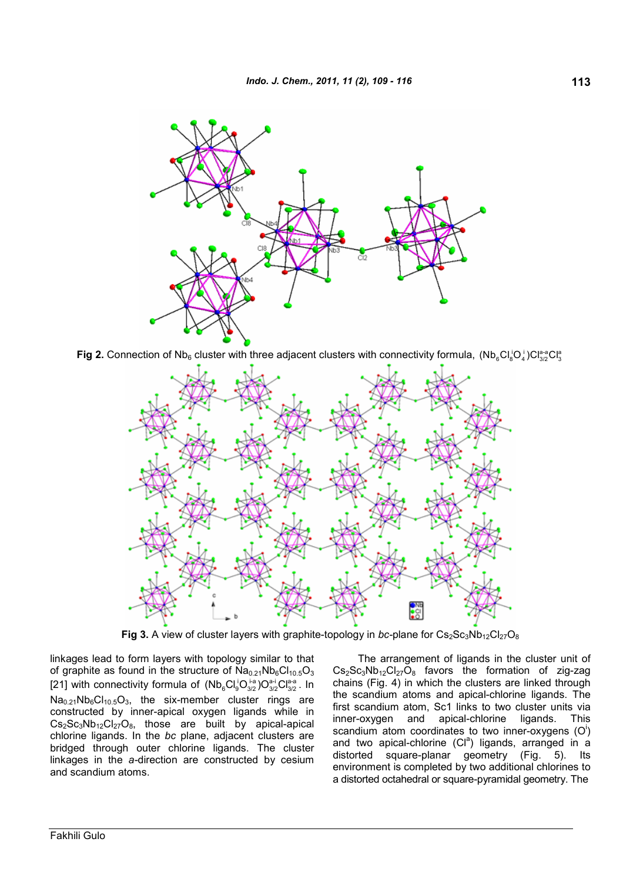Fig 2. Connection of $Nb_6$ cluster with three adjacent clusters with connectivity formula, $(Nb_6Cl^i_8O^i_4)Cl^{a-a}_{3/2}Cl^a_3$

Fig 3. A view of cluster layers with graphite-topology in *bc*-plane for $Cs_2Sc_3Nb_{12}Cl_{27}O_8$

linkages lead to form layers with topology similar to that of graphite as found in the structure of $Na_{0.21}Nb_6Cl_{10.5}O_3$ [21] with connectivity formula of $(Nb_6Cl^i_9O^{i-a}_{3/2})O^{a-i}_{3/2}Cl^{a-a}_{3/2}$. In $Na_{0.21}Nb_6Cl_{10.5}O_3$, the six-member cluster rings are constructed by inner-apical oxygen ligands while in $Cs_2Sc_3Nb_{12}Cl_{27}O_8$, those are built by apical-apical chlorine ligands. In the *bc* plane, adjacent clusters are bridged through outer chlorine ligands. The cluster linkages in the *a*-direction are constructed by cesium and scandium atoms.

The arrangement of ligands in the cluster unit of $Cs_2Sc_3Nb_{12}Cl_{27}O_8$ favors the formation of zig-zag chains (Fig. 4) in which the clusters are linked through the scandium atoms and apical-chlorine ligands. The first scandium atom, Sc1 links to two cluster units via inner-oxygen and apical-chlorine ligands. This scandium atom coordinates to two inner-oxygens ($O^i$) and two apical-chlorine ($Cl^a$) ligands, arranged in a distorted square-planar geometry (Fig. 5). Its environment is completed by two additional chlorines to a distorted octahedral or square-pyramidal geometry. The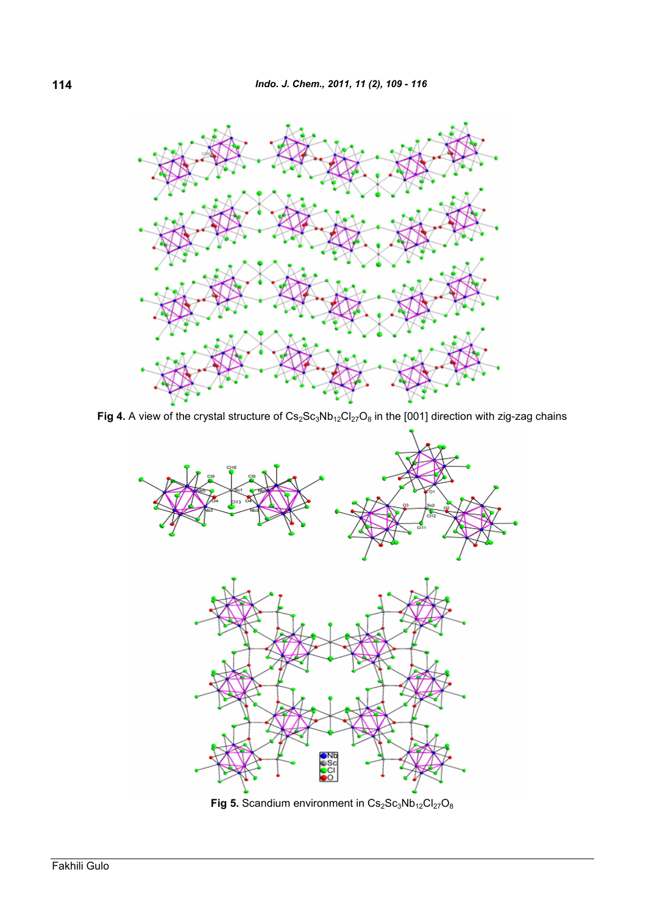**Fig 4.** A view of the crystal structure of $Cs_2Sc_3Nb_{12}Cl_{27}O_8$ in the [001] direction with zig-zag chains

**Fig 5.** Scandium environment in $Cs_2Sc_3Nb_{12}Cl_{27}O_8$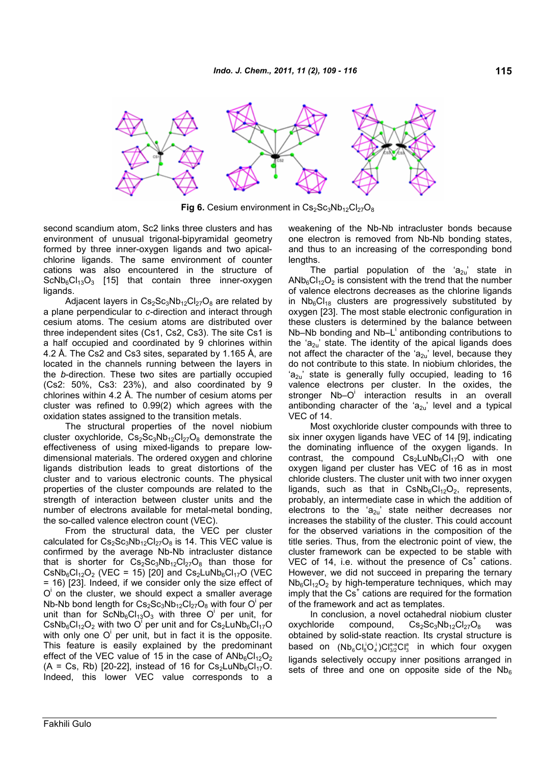**Fig 6.** Cesium environment in $Cs_2Sc_3Nb_{12}Cl_{27}O_8$

second scandium atom, Sc2 links three clusters and has environment of unusual trigonal-bipyramidal geometry formed by three inner-oxygen ligands and two apical-chlorine ligands. The same environment of counter cations was also encountered in the structure of $ScNb_6Cl_{13}O_3$ [15] that contain three inner-oxygen ligands.

Adjacent layers in $Cs_2Sc_3Nb_{12}Cl_{27}O_8$ are related by a plane perpendicular to *c*-direction and interact through cesium atoms. The cesium atoms are distributed over three independent sites (Cs1, Cs2, Cs3). The site Cs1 is a half occupied and coordinated by 9 chlorines within 4.2 Å. The Cs2 and Cs3 sites, separated by 1.165 Å, are located in the channels running between the layers in the *b*-direction. These two sites are partially occupied (Cs2: 50%, Cs3: 23%), and also coordinated by 9 chlorines within 4.2 Å. The number of cesium atoms per cluster was refined to 0.99(2) which agrees with the oxidation states assigned to the transition metals.

The structural properties of the novel niobium cluster oxychloride, $Cs_2Sc_3Nb_{12}Cl_{27}O_8$ demonstrate the effectiveness of using mixed-ligands to prepare low-dimensional materials. The ordered oxygen and chlorine ligands distribution leads to great distortions of the cluster and to various electronic counts. The physical properties of the cluster compounds are related to the strength of interaction between cluster units and the number of electrons available for metal-metal bonding, the so-called valence electron count (VEC).

From the structural data, the VEC per cluster calculated for $Cs_2Sc_3Nb_{12}Cl_{27}O_8$ is 14. This VEC value is confirmed by the average Nb-Nb intracluster distance that is shorter for $Cs_2Sc_3Nb_{12}Cl_{27}O_8$ than those for $CsNb_6Cl_{12}O_2$ (VEC = 15) [20] and $Cs_2LuNb_6Cl_{17}O$ (VEC = 16) [23]. Indeed, if we consider only the size effect of $O^i$ on the cluster, we should expect a smaller average Nb-Nb bond length for $Cs_2Sc_3Nb_{12}Cl_{27}O_8$ with four $O^i$ per unit than for $ScNb_6Cl_{13}O_3$ with three $O^i$ per unit, for $CsNb_6Cl_{12}O_2$ with two $O^i$ per unit and for $Cs_2LuNb_6Cl_{17}O$ with only one $O^i$ per unit, but in fact it is the opposite. This feature is easily explained by the predominant effect of the VEC value of 15 in the case of $ANb_6Cl_{12}O_2$ (A = Cs, Rb) [20-22], instead of 16 for $Cs_2LuNb_6Cl_{17}O$. Indeed, this lower VEC value corresponds to a weakening of the Nb-Nb intracluster bonds because one electron is removed from Nb-Nb bonding states, and thus to an increasing of the corresponding bond lengths.

The partial population of the '$a_{2u}$' state in $ANb_6Cl_{12}O_2$ is consistent with the trend that the number of valence electrons decreases as the chlorine ligands in $Nb_6Cl_{18}$ clusters are progressively substituted by oxygen [23]. The most stable electronic configuration in these clusters is determined by the balance between Nb–Nb bonding and Nb–$L^i$ antibonding contributions to the '$a_{2u}$' state. The identity of the apical ligands does not affect the character of the '$a_{2u}$' level, because they do not contribute to this state. In niobium chlorides, the '$a_{2u}$' state is generally fully occupied, leading to 16 valence electrons per cluster. In the oxides, the stronger Nb–$O^i$ interaction results in an overall antibonding character of the '$a_{2u}$' level and a typical VEC of 14.

Most oxychloride cluster compounds with three to six inner oxygen ligands have VEC of 14 [9], indicating the dominating influence of the oxygen ligands. In contrast, the compound $Cs_2LuNb_6Cl_{17}O$ with one oxygen ligand per cluster has VEC of 16 as in most chloride clusters. The cluster unit with two inner oxygen ligands, such as that in $CsNb_6Cl_{12}O_2$, represents, probably, an intermediate case in which the addition of electrons to the '$a_{2u}$' state neither decreases nor increases the stability of the cluster. This could account for the observed variations in the composition of the title series. Thus, from the electronic point of view, the cluster framework can be expected to be stable with VEC of 14, i.e. without the presence of $Cs^+$ cations. However, we did not succeed in preparing the ternary $Nb_6Cl_{12}O_2$ by high-temperature techniques, which may imply that the $Cs^+$ cations are required for the formation of the framework and act as templates.

In conclusion, a novel octahedral niobium cluster oxychloride compound, $Cs_2Sc_3Nb_{12}Cl_{27}O_8$ was obtained by solid-state reaction. Its crystal structure is based on $(Nb_6Cl^i_8O^i_4)Cl^{a-a}_{3/2}Cl^a_3$ in which four oxygen ligands selectively occupy inner positions arranged in sets of three and one on opposite side of the $Nb_6$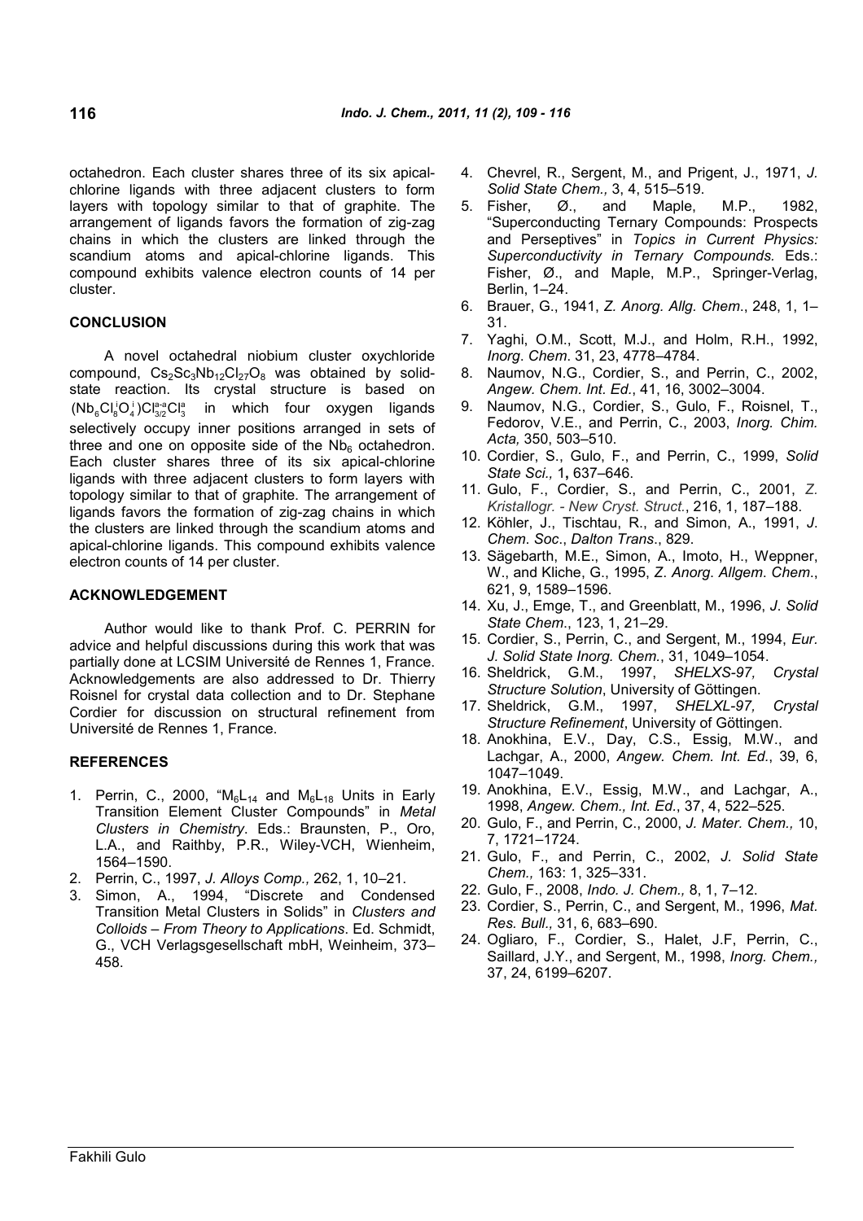octahedron. Each cluster shares three of its six apical-chlorine ligands with three adjacent clusters to form layers with topology similar to that of graphite. The arrangement of ligands favors the formation of zig-zag chains in which the clusters are linked through the scandium atoms and apical-chlorine ligands. This compound exhibits valence electron counts of 14 per cluster.

## CONCLUSION

A novel octahedral niobium cluster oxychloride compound, $Cs_2Sc_3Nb_{12}Cl_{27}O_8$ was obtained by solid-state reaction. Its crystal structure is based on $(Nb_6Cl^i_8O^i_4)Cl^{a-a}_{3/2}Cl^a_3$ in which four oxygen ligands selectively occupy inner positions arranged in sets of three and one on opposite side of the $Nb_6$ octahedron. Each cluster shares three of its six apical-chlorine ligands with three adjacent clusters to form layers with topology similar to that of graphite. The arrangement of ligands favors the formation of zig-zag chains in which the clusters are linked through the scandium atoms and apical-chlorine ligands. This compound exhibits valence electron counts of 14 per cluster.

## ACKNOWLEDGEMENT

Author would like to thank Prof. C. PERRIN for advice and helpful discussions during this work that was partially done at LCSIM Université de Rennes 1, France. Acknowledgements are also addressed to Dr. Thierry Roisnel for crystal data collection and to Dr. Stephane Cordier for discussion on structural refinement from Université de Rennes 1, France.

## REFERENCES

1. Perrin, C., 2000, "$M_6L_{14}$ and $M_6L_{18}$ Units in Early Transition Element Cluster Compounds" in *Metal Clusters in Chemistry*. Eds.: Braunsten, P., Oro, L.A., and Raithby, P.R., Wiley-VCH, Wienheim, 1564–1590.
2. Perrin, C., 1997, *J. Alloys Comp.,* 262, 1, 10–21.
3. Simon, A., 1994, "Discrete and Condensed Transition Metal Clusters in Solids" in *Clusters and Colloids – From Theory to Applications*. Ed. Schmidt, G., VCH Verlagsgesellschaft mbH, Weinheim, 373–458.
4. Chevrel, R., Sergent, M., and Prigent, J., 1971, *J. Solid State Chem.,* 3, 4, 515–519.
5. Fisher, Ø., and Maple, M.P., 1982, "Superconducting Ternary Compounds: Prospects and Perseptives" in *Topics in Current Physics: Superconductivity in Ternary Compounds.* Eds.: Fisher, Ø., and Maple, M.P., Springer-Verlag, Berlin, 1–24.
6. Brauer, G., 1941, *Z. Anorg. Allg. Chem*., 248, 1, 1–31.
7. Yaghi, O.M., Scott, M.J., and Holm, R.H., 1992, *Inorg. Chem*. 31, 23, 4778–4784.
8. Naumov, N.G., Cordier, S., and Perrin, C., 2002, *Angew. Chem. Int. Ed*., 41, 16, 3002–3004.
9. Naumov, N.G., Cordier, S., Gulo, F., Roisnel, T., Fedorov, V.E., and Perrin, C., 2003, *Inorg. Chim. Acta,* 350, 503–510.
10. Cordier, S., Gulo, F., and Perrin, C., 1999, *Solid State Sci.,* 1**,** 637–646.
11. Gulo, F., Cordier, S., and Perrin, C., 2001, *Z. Kristallogr. - New Cryst. Struct.*, 216, 1, 187–188.
12. Köhler, J., Tischtau, R., and Simon, A., 1991, *J. Chem. Soc*., *Dalton Trans*., 829.
13. Sägebarth, M.E., Simon, A., Imoto, H., Weppner, W., and Kliche, G., 1995, *Z. Anorg. Allgem. Chem*., 621, 9, 1589–1596.
14. Xu, J., Emge, T., and Greenblatt, M., 1996, *J. Solid State Chem*., 123, 1, 21–29.
15. Cordier, S., Perrin, C., and Sergent, M., 1994, *Eur. J. Solid State Inorg. Chem.*, 31, 1049–1054.
16. Sheldrick, G.M., 1997, *SHELXS-97, Crystal Structure Solution*, University of Göttingen.
17. Sheldrick, G.M., 1997, *SHELXL-97, Crystal Structure Refinement*, University of Göttingen.
18. Anokhina, E.V., Day, C.S., Essig, M.W., and Lachgar, A., 2000, *Angew. Chem. Int. Ed*., 39, 6, 1047–1049.
19. Anokhina, E.V., Essig, M.W., and Lachgar, A., 1998, *Angew. Chem., Int. Ed*., 37, 4, 522–525.
20. Gulo, F., and Perrin, C., 2000, *J. Mater. Chem.,* 10, 7, 1721–1724.
21. Gulo, F., and Perrin, C., 2002, *J. Solid State Chem.,* 163: 1, 325–331.
22. Gulo, F., 2008, *Indo. J. Chem.,* 8, 1, 7–12.
23. Cordier, S., Perrin, C., and Sergent, M., 1996, *Mat. Res. Bull.,* 31, 6, 683–690.
24. Ogliaro, F., Cordier, S., Halet, J.F, Perrin, C., Saillard, J.Y., and Sergent, M., 1998, *Inorg. Chem.,* 37, 24, 6199–6207.